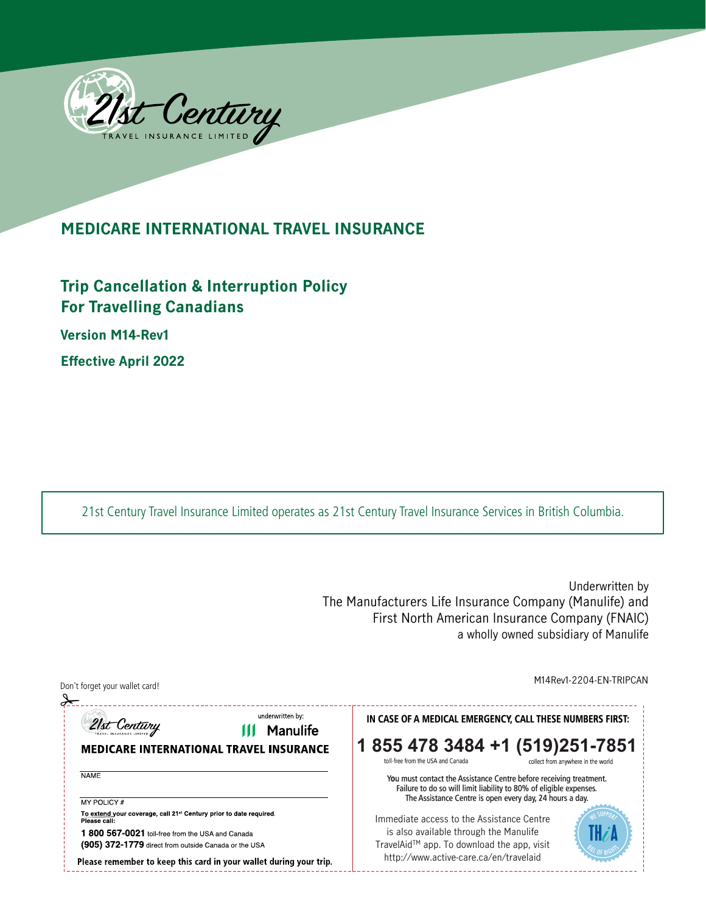21st Century
TRAVEL INSURANCE LIMITED

# MEDICARE INTERNATIONAL TRAVEL INSURANCE

## Trip Cancellation & Interruption Policy For Travelling Canadians

**Version M14-Rev1**

**Effective April 2022**

21st Century Travel Insurance Limited operates as 21st Century Travel Insurance Services in British Columbia.

Underwritten by
The Manufacturers Life Insurance Company (Manulife) and
First North American Insurance Company (FNAIC)
a wholly owned subsidiary of Manulife

M14Rev1-2204-EN-TRIPCAN

Don't forget your wallet card!

21st Century TRAVEL INSURANCE LIMITED — underwritten by: Manulife

**MEDICARE INTERNATIONAL TRAVEL INSURANCE**

NAME

MY POLICY #

**To extend your coverage, call 21st Century prior to date required. Please call:**

**1 800 567-0021** toll-free from the USA and Canada
**(905) 372-1779** direct from outside Canada or the USA

**Please remember to keep this card in your wallet during your trip.**

**IN CASE OF A MEDICAL EMERGENCY, CALL THESE NUMBERS FIRST:**

**1 855 478 3484** toll-free from the USA and Canada
**+1 (519)251-7851** collect from anywhere in the world

**You must contact the Assistance Centre before receiving treatment. Failure to do so will limit liability to 80% of eligible expenses. The Assistance Centre is open every day, 24 hours a day.**

Immediate access to the Assistance Centre is also available through the Manulife TravelAid™ app. To download the app, visit http://www.active-care.ca/en/travelaid

WE SUPPORT THiA BILL OF RIGHTS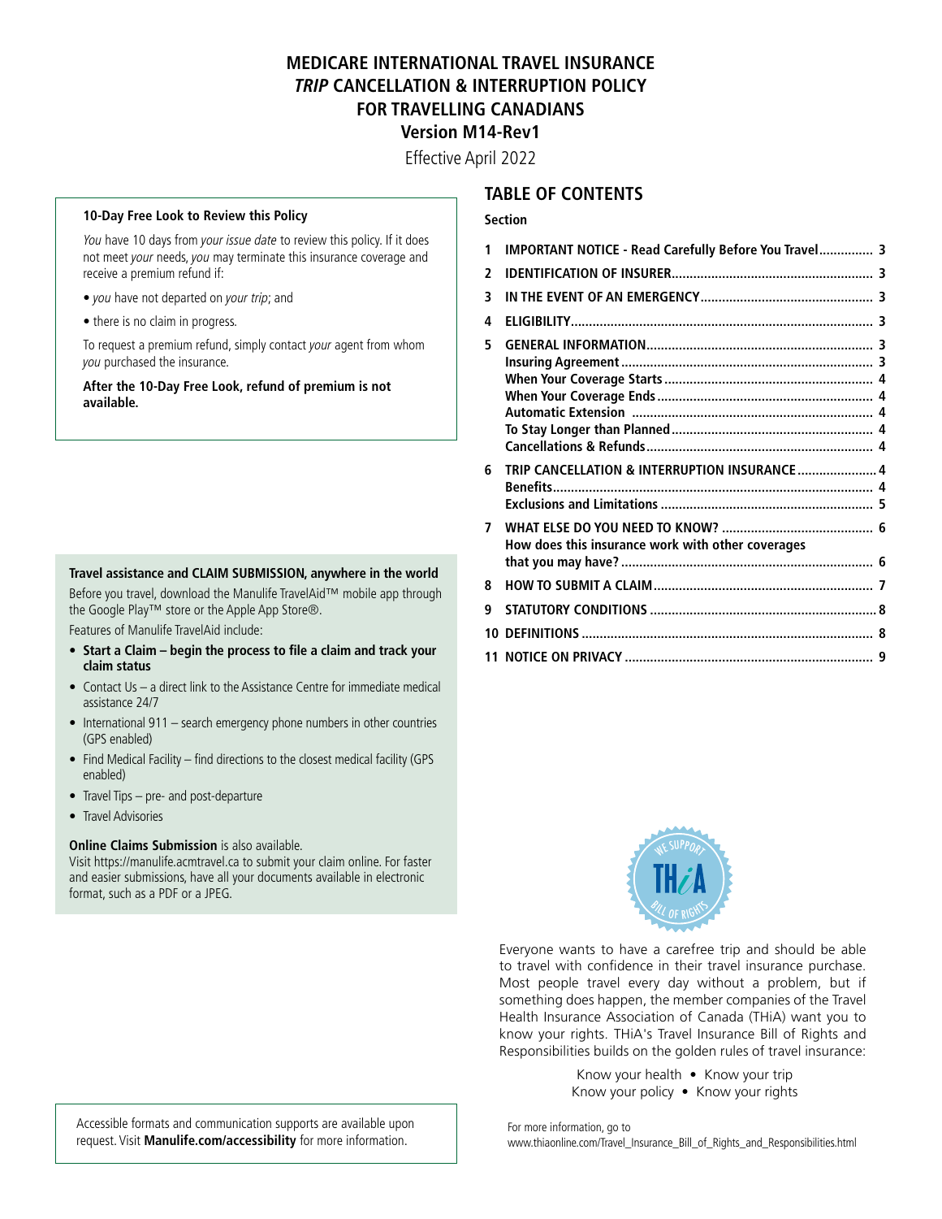# MEDICARE INTERNATIONAL TRAVEL INSURANCE
# *TRIP* CANCELLATION & INTERRUPTION POLICY
# FOR TRAVELLING CANADIANS
## Version M14-Rev1

Effective April 2022

### 10-Day Free Look to Review this Policy

*You* have 10 days from *your issue date* to review this policy. If it does not meet *your* needs, *you* may terminate this insurance coverage and receive a premium refund if:

- *you* have not departed on *your trip*; and
- there is no claim in progress.

To request a premium refund, simply contact *your* agent from whom *you* purchased the insurance.

**After the 10-Day Free Look, refund of premium is not available.**

### Travel assistance and CLAIM SUBMISSION, anywhere in the world

Before you travel, download the Manulife TravelAid™ mobile app through the Google Play™ store or the Apple App Store®.

Features of Manulife TravelAid include:

- **Start a Claim – begin the process to file a claim and track your claim status**
- Contact Us – a direct link to the Assistance Centre for immediate medical assistance 24/7
- International 911 – search emergency phone numbers in other countries (GPS enabled)
- Find Medical Facility – find directions to the closest medical facility (GPS enabled)
- Travel Tips – pre- and post-departure
- Travel Advisories

**Online Claims Submission** is also available.
Visit https://manulife.acmtravel.ca to submit your claim online. For faster and easier submissions, have all your documents available in electronic format, such as a PDF or a JPEG.

Accessible formats and communication supports are available upon request. Visit **Manulife.com/accessibility** for more information.

## TABLE OF CONTENTS

| Section | | Page |
|---|---|---|
| 1 | **IMPORTANT NOTICE - Read Carefully Before You Travel** | 3 |
| 2 | **IDENTIFICATION OF INSURER** | 3 |
| 3 | **IN THE EVENT OF AN EMERGENCY** | 3 |
| 4 | **ELIGIBILITY** | 3 |
| 5 | **GENERAL INFORMATION** | 3 |
| | **Insuring Agreement** | 3 |
| | **When Your Coverage Starts** | 4 |
| | **When Your Coverage Ends** | 4 |
| | **Automatic Extension** | 4 |
| | **To Stay Longer than Planned** | 4 |
| | **Cancellations & Refunds** | 4 |
| 6 | **TRIP CANCELLATION & INTERRUPTION INSURANCE** | 4 |
| | **Benefits** | 4 |
| | **Exclusions and Limitations** | 5 |
| 7 | **WHAT ELSE DO YOU NEED TO KNOW?** | 6 |
| | **How does this insurance work with other coverages that you may have?** | 6 |
| 8 | **HOW TO SUBMIT A CLAIM** | 7 |
| 9 | **STATUTORY CONDITIONS** | 8 |
| 10 | **DEFINITIONS** | 8 |
| 11 | **NOTICE ON PRIVACY** | 9 |

WE SUPPORT THiA BILL OF RIGHTS

Everyone wants to have a carefree trip and should be able to travel with confidence in their travel insurance purchase. Most people travel every day without a problem, but if something does happen, the member companies of the Travel Health Insurance Association of Canada (THiA) want you to know your rights. THiA's Travel Insurance Bill of Rights and Responsibilities builds on the golden rules of travel insurance:

Know your health • Know your trip
Know your policy • Know your rights

For more information, go to
www.thiaonline.com/Travel_Insurance_Bill_of_Rights_and_Responsibilities.html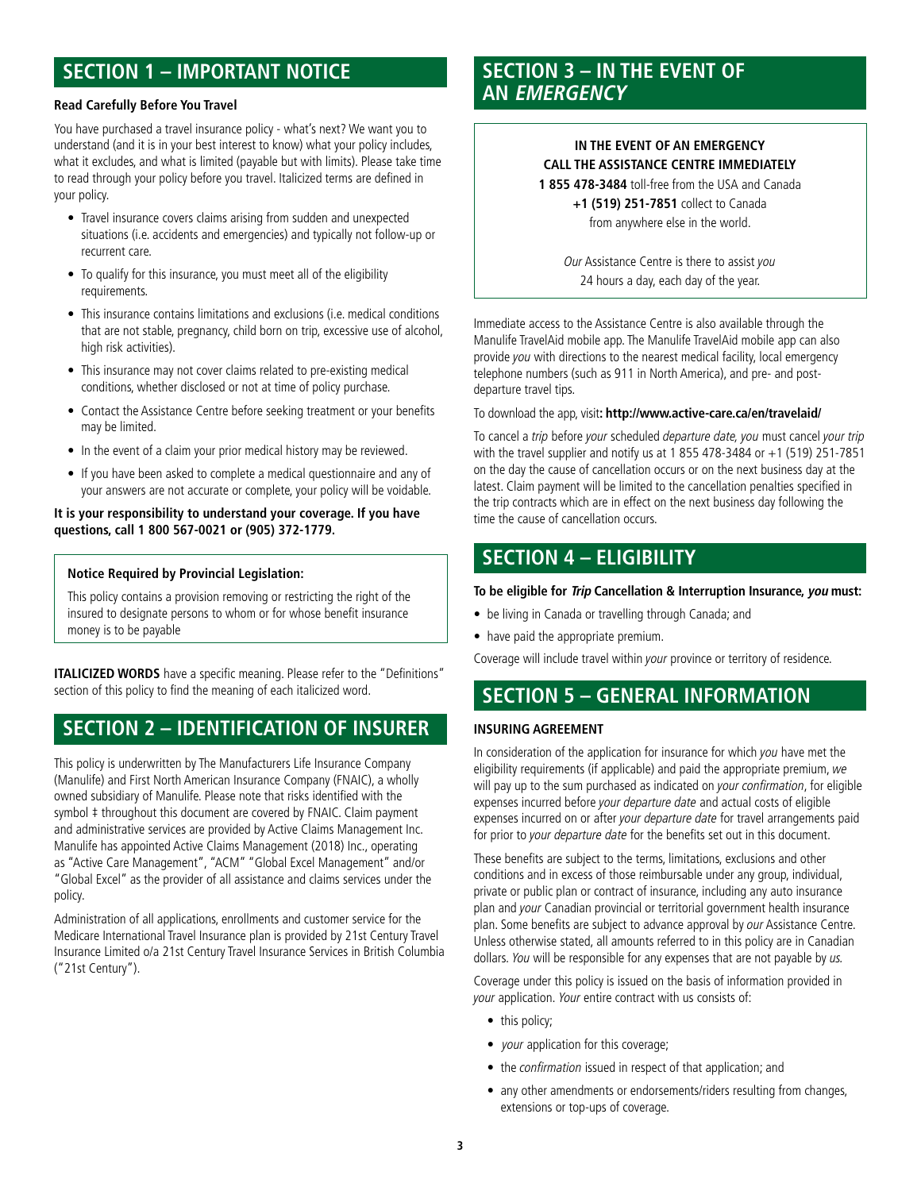## SECTION 1 – IMPORTANT NOTICE

**Read Carefully Before You Travel**

You have purchased a travel insurance policy - what's next? We want you to understand (and it is in your best interest to know) what your policy includes, what it excludes, and what is limited (payable but with limits). Please take time to read through your policy before you travel. Italicized terms are defined in your policy.

- Travel insurance covers claims arising from sudden and unexpected situations (i.e. accidents and emergencies) and typically not follow-up or recurrent care.
- To qualify for this insurance, you must meet all of the eligibility requirements.
- This insurance contains limitations and exclusions (i.e. medical conditions that are not stable, pregnancy, child born on trip, excessive use of alcohol, high risk activities).
- This insurance may not cover claims related to pre-existing medical conditions, whether disclosed or not at time of policy purchase.
- Contact the Assistance Centre before seeking treatment or your benefits may be limited.
- In the event of a claim your prior medical history may be reviewed.
- If you have been asked to complete a medical questionnaire and any of your answers are not accurate or complete, your policy will be voidable.

**It is your responsibility to understand your coverage. If you have questions, call 1 800 567-0021 or (905) 372-1779.**

**Notice Required by Provincial Legislation:**

This policy contains a provision removing or restricting the right of the insured to designate persons to whom or for whose benefit insurance money is to be payable

**ITALICIZED WORDS** have a specific meaning. Please refer to the "Definitions" section of this policy to find the meaning of each italicized word.

## SECTION 2 – IDENTIFICATION OF INSURER

This policy is underwritten by The Manufacturers Life Insurance Company (Manulife) and First North American Insurance Company (FNAIC), a wholly owned subsidiary of Manulife. Please note that risks identified with the symbol ‡ throughout this document are covered by FNAIC. Claim payment and administrative services are provided by Active Claims Management Inc. Manulife has appointed Active Claims Management (2018) Inc., operating as "Active Care Management", "ACM" "Global Excel Management" and/or "Global Excel" as the provider of all assistance and claims services under the policy.

Administration of all applications, enrollments and customer service for the Medicare International Travel Insurance plan is provided by 21st Century Travel Insurance Limited o/a 21st Century Travel Insurance Services in British Columbia ("21st Century").

## SECTION 3 – IN THE EVENT OF AN *EMERGENCY*

**IN THE EVENT OF AN EMERGENCY**
**CALL THE ASSISTANCE CENTRE IMMEDIATELY**
**1 855 478-3484** toll-free from the USA and Canada
**+1 (519) 251-7851** collect to Canada
from anywhere else in the world.

*Our* Assistance Centre is there to assist *you* 24 hours a day, each day of the year.

Immediate access to the Assistance Centre is also available through the Manulife TravelAid mobile app. The Manulife TravelAid mobile app can also provide *you* with directions to the nearest medical facility, local emergency telephone numbers (such as 911 in North America), and pre- and post-departure travel tips.

To download the app, visit**: http://www.active-care.ca/en/travelaid/**

To cancel a *trip* before *your* scheduled *departure date, you* must cancel *your trip* with the travel supplier and notify us at 1 855 478-3484 or +1 (519) 251-7851 on the day the cause of cancellation occurs or on the next business day at the latest. Claim payment will be limited to the cancellation penalties specified in the trip contracts which are in effect on the next business day following the time the cause of cancellation occurs.

## SECTION 4 – ELIGIBILITY

**To be eligible for *Trip* Cancellation & Interruption Insurance, *you* must:**

- be living in Canada or travelling through Canada; and
- have paid the appropriate premium.

Coverage will include travel within *your* province or territory of residence.

## SECTION 5 – GENERAL INFORMATION

**INSURING AGREEMENT**

In consideration of the application for insurance for which *you* have met the eligibility requirements (if applicable) and paid the appropriate premium, *we* will pay up to the sum purchased as indicated on *your confirmation*, for eligible expenses incurred before *your departure date* and actual costs of eligible expenses incurred on or after *your departure date* for travel arrangements paid for prior to *your departure date* for the benefits set out in this document.

These benefits are subject to the terms, limitations, exclusions and other conditions and in excess of those reimbursable under any group, individual, private or public plan or contract of insurance, including any auto insurance plan and *your* Canadian provincial or territorial government health insurance plan. Some benefits are subject to advance approval by *our* Assistance Centre. Unless otherwise stated, all amounts referred to in this policy are in Canadian dollars. *You* will be responsible for any expenses that are not payable by *us.*

Coverage under this policy is issued on the basis of information provided in *your* application. *Your* entire contract with us consists of:

- this policy;
- *your* application for this coverage;
- the *confirmation* issued in respect of that application; and
- any other amendments or endorsements/riders resulting from changes, extensions or top-ups of coverage.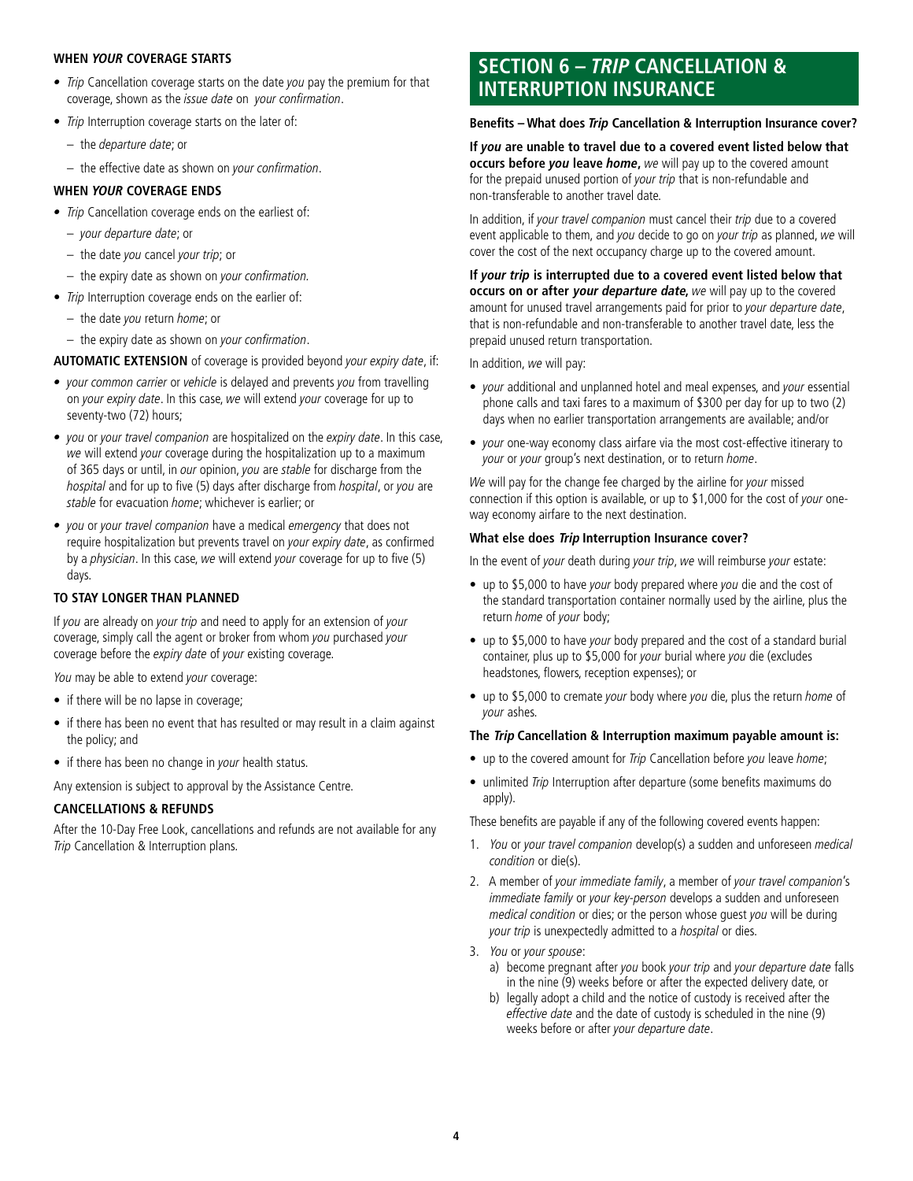#### WHEN *YOUR* COVERAGE STARTS

- *Trip* Cancellation coverage starts on the date *you* pay the premium for that coverage, shown as the *issue date* on *your confirmation*.
- *Trip* Interruption coverage starts on the later of:
  - the *departure date*; or
  - the effective date as shown on *your confirmation*.

#### WHEN *YOUR* COVERAGE ENDS

- *Trip* Cancellation coverage ends on the earliest of:
  - *your departure date*; or
  - the date *you* cancel *your trip*; or
  - the expiry date as shown on *your confirmation.*
- *Trip* Interruption coverage ends on the earlier of:
  - the date *you* return *home*; or
  - the expiry date as shown on *your confirmation*.

**AUTOMATIC EXTENSION** of coverage is provided beyond *your expiry date*, if:

- *your common carrier* or *vehicle* is delayed and prevents *you* from travelling on *your expiry date*. In this case, *we* will extend *your* coverage for up to seventy-two (72) hours;
- *you* or *your travel companion* are hospitalized on the *expiry date*. In this case, *we* will extend *your* coverage during the hospitalization up to a maximum of 365 days or until, in *our* opinion, *you* are *stable* for discharge from the *hospital* and for up to five (5) days after discharge from *hospital*, or *you* are *stable* for evacuation *home*; whichever is earlier; or
- *you* or *your travel companion* have a medical *emergency* that does not require hospitalization but prevents travel on *your expiry date*, as confirmed by a *physician*. In this case, *we* will extend *your* coverage for up to five (5) days.

#### TO STAY LONGER THAN PLANNED

If *you* are already on *your trip* and need to apply for an extension of *your* coverage, simply call the agent or broker from whom *you* purchased *your* coverage before the *expiry date* of *your* existing coverage.

*You* may be able to extend *your* coverage:

- if there will be no lapse in coverage;
- if there has been no event that has resulted or may result in a claim against the policy; and
- if there has been no change in *your* health status.

Any extension is subject to approval by the Assistance Centre.

#### CANCELLATIONS & REFUNDS

After the 10-Day Free Look, cancellations and refunds are not available for any *Trip* Cancellation & Interruption plans.

## SECTION 6 – *TRIP* CANCELLATION & INTERRUPTION INSURANCE

#### Benefits – What does *Trip* Cancellation & Interruption Insurance cover?

**If *you* are unable to travel due to a covered event listed below that occurs before *you* leave *home*,** *we* will pay up to the covered amount for the prepaid unused portion of *your trip* that is non-refundable and non-transferable to another travel date.

In addition, if *your travel companion* must cancel their *trip* due to a covered event applicable to them, and *you* decide to go on *your trip* as planned, *we* will cover the cost of the next occupancy charge up to the covered amount.

**If *your trip* is interrupted due to a covered event listed below that occurs on or after *your departure date*,** *we* will pay up to the covered amount for unused travel arrangements paid for prior to *your departure date*, that is non-refundable and non-transferable to another travel date, less the prepaid unused return transportation.

In addition, *we* will pay:

- *your* additional and unplanned hotel and meal expenses, and *your* essential phone calls and taxi fares to a maximum of $300 per day for up to two (2) days when no earlier transportation arrangements are available; and/or
- *your* one-way economy class airfare via the most cost-effective itinerary to *your* or *your* group's next destination, or to return *home*.

*We* will pay for the change fee charged by the airline for *your* missed connection if this option is available, or up to $1,000 for the cost of *your* one-way economy airfare to the next destination.

#### What else does *Trip* Interruption Insurance cover?

In the event of *your* death during *your trip*, *we* will reimburse *your* estate:

- up to $5,000 to have *your* body prepared where *you* die and the cost of the standard transportation container normally used by the airline, plus the return *home* of *your* body;
- up to $5,000 to have *your* body prepared and the cost of a standard burial container, plus up to $5,000 for *your* burial where *you* die (excludes headstones, flowers, reception expenses); or
- up to $5,000 to cremate *your* body where *you* die, plus the return *home* of *your* ashes.

#### The *Trip* Cancellation & Interruption maximum payable amount is:

- up to the covered amount for *Trip* Cancellation before *you* leave *home*;
- unlimited *Trip* Interruption after departure (some benefits maximums do apply).

These benefits are payable if any of the following covered events happen:

1. *You* or *your travel companion* develop(s) a sudden and unforeseen *medical condition* or die(s).
2. A member of *your immediate family*, a member of *your travel companion*'s *immediate family* or *your key-person* develops a sudden and unforeseen *medical condition* or dies; or the person whose guest *you* will be during *your trip* is unexpectedly admitted to a *hospital* or dies.
3. *You* or *your spouse*:
   a) become pregnant after *you* book *your trip* and *your departure date* falls in the nine (9) weeks before or after the expected delivery date, or
   b) legally adopt a child and the notice of custody is received after the *effective date* and the date of custody is scheduled in the nine (9) weeks before or after *your departure date*.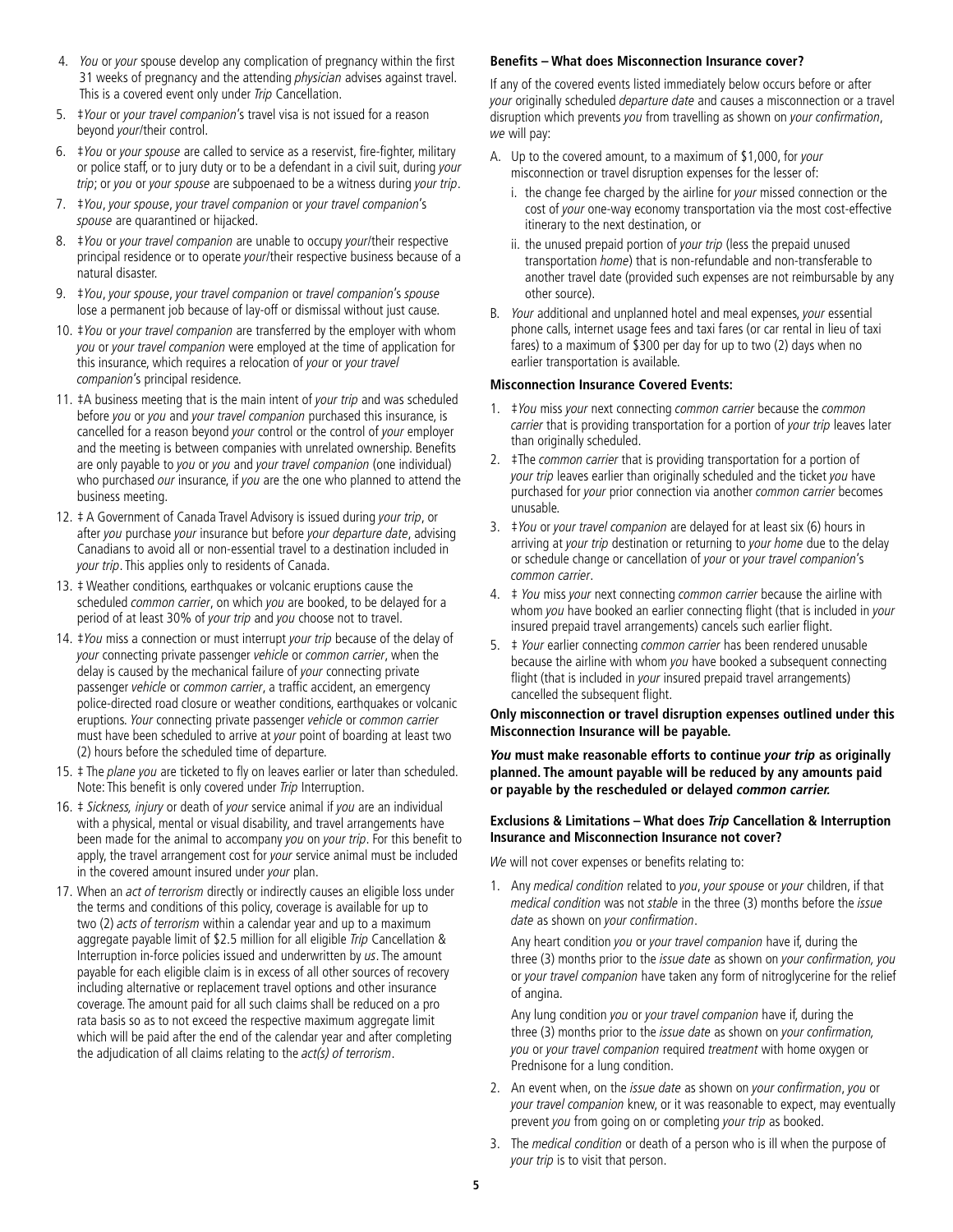4. *You* or *your* spouse develop any complication of pregnancy within the first 31 weeks of pregnancy and the attending *physician* advises against travel. This is a covered event only under *Trip* Cancellation.
5. ‡*Your* or *your travel companion*'s travel visa is not issued for a reason beyond *your*/their control.
6. ‡*You* or *your spouse* are called to service as a reservist, fire-fighter, military or police staff, or to jury duty or to be a defendant in a civil suit, during *your trip*; or *you* or *your spouse* are subpoenaed to be a witness during *your trip*.
7. ‡*You*, *your spouse*, *your travel companion* or *your travel companion*'s *spouse* are quarantined or hijacked.
8. ‡*You* or *your travel companion* are unable to occupy *your*/their respective principal residence or to operate *your*/their respective business because of a natural disaster.
9. ‡*You*, *your spouse*, *your travel companion* or *travel companion*'s *spouse* lose a permanent job because of lay-off or dismissal without just cause.
10. ‡*You* or *your travel companion* are transferred by the employer with whom *you* or *your travel companion* were employed at the time of application for this insurance, which requires a relocation of *your* or *your travel companion*'s principal residence.
11. ‡A business meeting that is the main intent of *your trip* and was scheduled before *you* or *you* and *your travel companion* purchased this insurance, is cancelled for a reason beyond *your* control or the control of *your* employer and the meeting is between companies with unrelated ownership. Benefits are only payable to *you* or *you* and *your travel companion* (one individual) who purchased *our* insurance, if *you* are the one who planned to attend the business meeting.
12. ‡ A Government of Canada Travel Advisory is issued during *your trip*, or after *you* purchase *your* insurance but before *your departure date*, advising Canadians to avoid all or non-essential travel to a destination included in *your trip*. This applies only to residents of Canada.
13. ‡ Weather conditions, earthquakes or volcanic eruptions cause the scheduled *common carrier*, on which *you* are booked, to be delayed for a period of at least 30% of *your trip* and *you* choose not to travel.
14. ‡*You* miss a connection or must interrupt *your trip* because of the delay of *your* connecting private passenger *vehicle* or *common carrier*, when the delay is caused by the mechanical failure of *your* connecting private passenger *vehicle* or *common carrier*, a traffic accident, an emergency police-directed road closure or weather conditions, earthquakes or volcanic eruptions. *Your* connecting private passenger *vehicle* or *common carrier* must have been scheduled to arrive at *your* point of boarding at least two (2) hours before the scheduled time of departure.
15. ‡ The *plane you* are ticketed to fly on leaves earlier or later than scheduled. Note: This benefit is only covered under *Trip* Interruption.
16. ‡ *Sickness, injury* or death of *your* service animal if *you* are an individual with a physical, mental or visual disability, and travel arrangements have been made for the animal to accompany *you* on *your trip*. For this benefit to apply, the travel arrangement cost for *your* service animal must be included in the covered amount insured under *your* plan.
17. When an *act of terrorism* directly or indirectly causes an eligible loss under the terms and conditions of this policy, coverage is available for up to two (2) *acts of terrorism* within a calendar year and up to a maximum aggregate payable limit of $2.5 million for all eligible *Trip* Cancellation & Interruption in-force policies issued and underwritten by *us*. The amount payable for each eligible claim is in excess of all other sources of recovery including alternative or replacement travel options and other insurance coverage. The amount paid for all such claims shall be reduced on a pro rata basis so as to not exceed the respective maximum aggregate limit which will be paid after the end of the calendar year and after completing the adjudication of all claims relating to the *act(s) of terrorism*.

**Benefits – What does Misconnection Insurance cover?**

If any of the covered events listed immediately below occurs before or after *your* originally scheduled *departure date* and causes a misconnection or a travel disruption which prevents *you* from travelling as shown on *your confirmation*, *we* will pay:

A. Up to the covered amount, to a maximum of $1,000, for *your* misconnection or travel disruption expenses for the lesser of:
   i. the change fee charged by the airline for *your* missed connection or the cost of *your* one-way economy transportation via the most cost-effective itinerary to the next destination, or
   ii. the unused prepaid portion of *your trip* (less the prepaid unused transportation *home*) that is non-refundable and non-transferable to another travel date (provided such expenses are not reimbursable by any other source).
B. *Your* additional and unplanned hotel and meal expenses, *your* essential phone calls, internet usage fees and taxi fares (or car rental in lieu of taxi fares) to a maximum of $300 per day for up to two (2) days when no earlier transportation is available.

**Misconnection Insurance Covered Events:**

1. ‡*You* miss *your* next connecting *common carrier* because the *common carrier* that is providing transportation for a portion of *your trip* leaves later than originally scheduled.
2. ‡The *common carrier* that is providing transportation for a portion of *your trip* leaves earlier than originally scheduled and the ticket *you* have purchased for *your* prior connection via another *common carrier* becomes unusable.
3. ‡*You* or *your travel companion* are delayed for at least six (6) hours in arriving at *your trip* destination or returning to *your home* due to the delay or schedule change or cancellation of *your* or *your travel companion*'s *common carrier*.
4. ‡ *You* miss *your* next connecting *common carrier* because the airline with whom *you* have booked an earlier connecting flight (that is included in *your* insured prepaid travel arrangements) cancels such earlier flight.
5. ‡ *Your* earlier connecting *common carrier* has been rendered unusable because the airline with whom *you* have booked a subsequent connecting flight (that is included in *your* insured prepaid travel arrangements) cancelled the subsequent flight.

**Only misconnection or travel disruption expenses outlined under this Misconnection Insurance will be payable.**

***You* must make reasonable efforts to continue *your trip* as originally planned. The amount payable will be reduced by any amounts paid or payable by the rescheduled or delayed *common carrier.***

**Exclusions & Limitations – What does *Trip* Cancellation & Interruption Insurance and Misconnection Insurance not cover?**

*We* will not cover expenses or benefits relating to:

1. Any *medical condition* related to *you*, *your spouse* or *your* children, if that *medical condition* was not *stable* in the three (3) months before the *issue date* as shown on *your confirmation*.

   Any heart condition *you* or *your travel companion* have if, during the three (3) months prior to the *issue date* as shown on *your confirmation, you* or *your travel companion* have taken any form of nitroglycerine for the relief of angina.

   Any lung condition *you* or *your travel companion* have if, during the three (3) months prior to the *issue date* as shown on *your confirmation, you* or *your travel companion* required *treatment* with home oxygen or Prednisone for a lung condition.
2. An event when, on the *issue date* as shown on *your confirmation*, *you* or *your travel companion* knew, or it was reasonable to expect, may eventually prevent *you* from going on or completing *your trip* as booked.
3. The *medical condition* or death of a person who is ill when the purpose of *your trip* is to visit that person.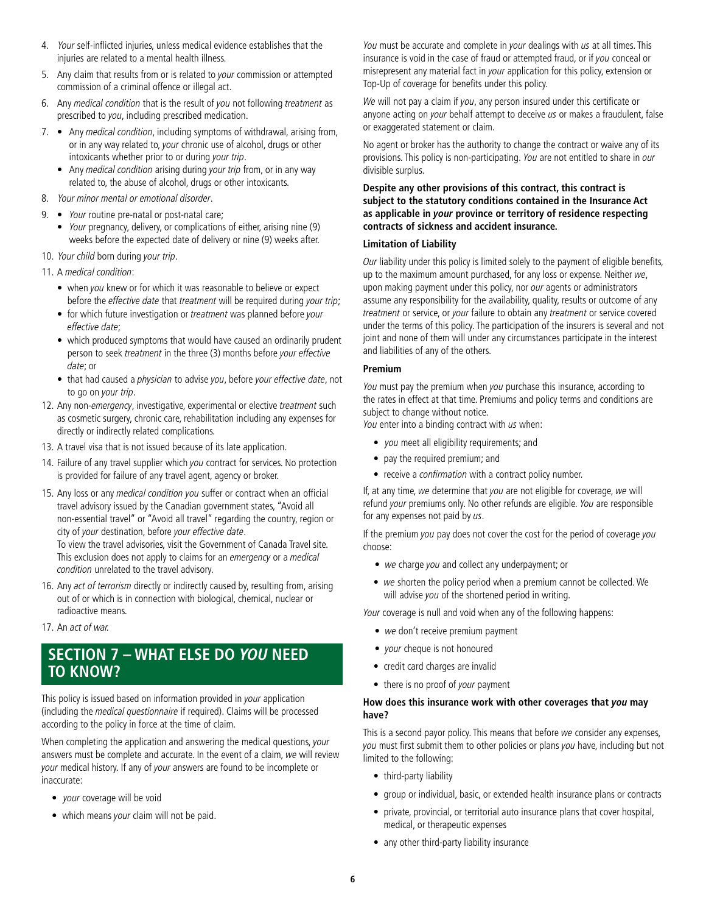4. *Your* self-inflicted injuries, unless medical evidence establishes that the injuries are related to a mental health illness.
5. Any claim that results from or is related to *your* commission or attempted commission of a criminal offence or illegal act.
6. Any *medical condition* that is the result of *you* not following *treatment* as prescribed to *you*, including prescribed medication.
7. 
   - Any *medical condition*, including symptoms of withdrawal, arising from, or in any way related to, *your* chronic use of alcohol, drugs or other intoxicants whether prior to or during *your trip*.
   - Any *medical condition* arising during *your trip* from, or in any way related to, the abuse of alcohol, drugs or other intoxicants.
8. *Your minor mental or emotional disorder*.
9. 
   - *Your* routine pre-natal or post-natal care;
   - *Your* pregnancy, delivery, or complications of either, arising nine (9) weeks before the expected date of delivery or nine (9) weeks after.
10. *Your child* born during *your trip*.
11. A *medical condition*:
    - when *you* knew or for which it was reasonable to believe or expect before the *effective date* that *treatment* will be required during *your trip*;
    - for which future investigation or *treatment* was planned before *your effective date*;
    - which produced symptoms that would have caused an ordinarily prudent person to seek *treatment* in the three (3) months before *your effective date*; or
    - that had caused a *physician* to advise *you*, before *your effective date*, not to go on *your trip*.
12. Any non-*emergency*, investigative, experimental or elective *treatment* such as cosmetic surgery, chronic care, rehabilitation including any expenses for directly or indirectly related complications.
13. A travel visa that is not issued because of its late application.
14. Failure of any travel supplier which *you* contract for services. No protection is provided for failure of any travel agent, agency or broker.
15. Any loss or any *medical condition you* suffer or contract when an official travel advisory issued by the Canadian government states, "Avoid all non-essential travel" or "Avoid all travel" regarding the country, region or city of *your* destination, before *your effective date*.
    To view the travel advisories, visit the Government of Canada Travel site. This exclusion does not apply to claims for an *emergency* or a *medical condition* unrelated to the travel advisory.
16. Any *act of terrorism* directly or indirectly caused by, resulting from, arising out of or which is in connection with biological, chemical, nuclear or radioactive means.
17. An *act of war.*

## SECTION 7 – WHAT ELSE DO *YOU* NEED TO KNOW?

This policy is issued based on information provided in *your* application (including the *medical questionnaire* if required). Claims will be processed according to the policy in force at the time of claim.

When completing the application and answering the medical questions, *your* answers must be complete and accurate. In the event of a claim, *we* will review *your* medical history. If any of *your* answers are found to be incomplete or inaccurate:

- *your* coverage will be void
- which means *your* claim will not be paid.

*You* must be accurate and complete in *your* dealings with *us* at all times. This insurance is void in the case of fraud or attempted fraud, or if *you* conceal or misrepresent any material fact in *your* application for this policy, extension or Top-Up of coverage for benefits under this policy.

*We* will not pay a claim if *you*, any person insured under this certificate or anyone acting on *your* behalf attempt to deceive *us* or makes a fraudulent, false or exaggerated statement or claim.

No agent or broker has the authority to change the contract or waive any of its provisions. This policy is non-participating. *You* are not entitled to share in *our* divisible surplus.

**Despite any other provisions of this contract, this contract is subject to the statutory conditions contained in the Insurance Act as applicable in *your* province or territory of residence respecting contracts of sickness and accident insurance.**

### Limitation of Liability

*Our* liability under this policy is limited solely to the payment of eligible benefits, up to the maximum amount purchased, for any loss or expense. Neither *we*, upon making payment under this policy, nor *our* agents or administrators assume any responsibility for the availability, quality, results or outcome of any *treatment* or service, or *your* failure to obtain any *treatment* or service covered under the terms of this policy. The participation of the insurers is several and not joint and none of them will under any circumstances participate in the interest and liabilities of any of the others.

### Premium

*You* must pay the premium when *you* purchase this insurance, according to the rates in effect at that time. Premiums and policy terms and conditions are subject to change without notice.
*You* enter into a binding contract with *us* when:

- *you* meet all eligibility requirements; and
- pay the required premium; and
- receive a *confirmation* with a contract policy number.

If, at any time, *we* determine that *you* are not eligible for coverage, *we* will refund *your* premiums only. No other refunds are eligible. *You* are responsible for any expenses not paid by *us*.

If the premium *you* pay does not cover the cost for the period of coverage *you* choose:

- *we* charge *you* and collect any underpayment; or
- *we* shorten the policy period when a premium cannot be collected. We will advise *you* of the shortened period in writing.

*Your* coverage is null and void when any of the following happens:

- *we* don't receive premium payment
- *your* cheque is not honoured
- credit card charges are invalid
- there is no proof of *your* payment

### How does this insurance work with other coverages that *you* may have?

This is a second payor policy. This means that before *we* consider any expenses, *you* must first submit them to other policies or plans *you* have, including but not limited to the following:

- third-party liability
- group or individual, basic, or extended health insurance plans or contracts
- private, provincial, or territorial auto insurance plans that cover hospital, medical, or therapeutic expenses
- any other third-party liability insurance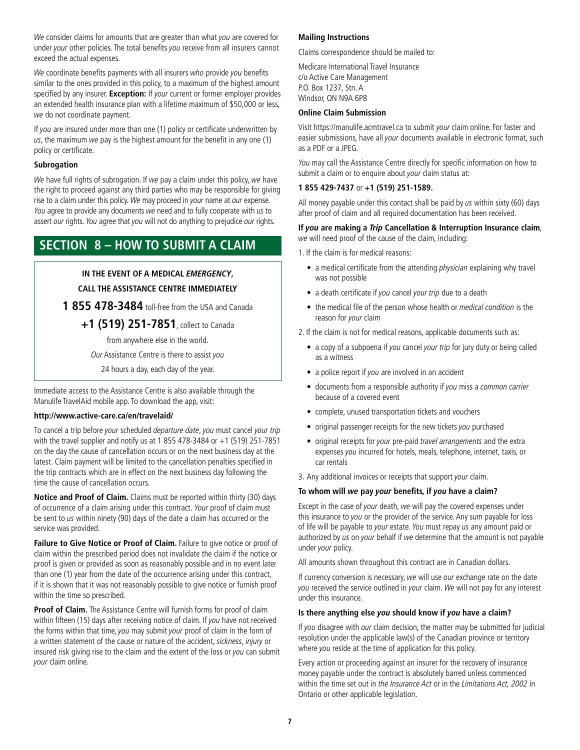*We* consider claims for amounts that are greater than what *you* are covered for under *your* other policies. The total benefits *you* receive from all insurers cannot exceed the actual expenses.

*We* coordinate benefits payments with all insurers *who* provide *you* benefits similar to the ones provided in this policy, to a maximum of the highest amount specified by any insurer. **Exception:** If *your* current or former employer provides an extended health insurance plan with a lifetime maximum of $50,000 or less, *we* do not coordinate payment.

If *you* are insured under more than one (1) policy or certificate underwritten by *us*, the maximum *we* pay is the highest amount for the benefit in any one (1) policy or certificate.

#### Subrogation

*We* have full rights of subrogation. If *we* pay a claim under this policy, *we* have the right to proceed against any third parties who may be responsible for giving rise to a claim under this policy. *We* may proceed in *your* name at *our* expense. *You* agree to provide any documents *we* need and to fully cooperate with *us* to assert *our* rights. *You* agree that *you* will not do anything to prejudice *our* rights.

## SECTION 8 – HOW TO SUBMIT A CLAIM

**IN THE EVENT OF A MEDICAL *EMERGENCY*,**

**CALL THE ASSISTANCE CENTRE IMMEDIATELY**

**1 855 478-3484** toll-free from the USA and Canada

**+1 (519) 251-7851**, collect to Canada

from anywhere else in the world.

*Our* Assistance Centre is there to assist *you*

24 hours a day, each day of the year.

Immediate access to the Assistance Centre is also available through the Manulife TravelAid mobile app. To download the app, visit:

**http://www.active-care.ca/en/travelaid/**

To cancel a trip before *your* scheduled *departure date*, *you* must cancel *your trip* with the travel supplier and notify us at 1 855 478-3484 or +1 (519) 251-7851 on the day the cause of cancellation occurs or on the next business day at the latest. Claim payment will be limited to the cancellation penalties specified in the trip contracts which are in effect on the next business day following the time the cause of cancellation occurs.

**Notice and Proof of Claim.** Claims must be reported within thirty (30) days of occurrence of a claim arising under this contract. *Your* proof of claim must be sent to *us* within ninety (90) days of the date a claim has occurred or the service was provided.

**Failure to Give Notice or Proof of Claim.** Failure to give notice or proof of claim within the prescribed period does not invalidate the claim if the notice or proof is given or provided as soon as reasonably possible and in no event later than one (1) year from the date of the occurrence arising under this contract, if it is shown that it was not reasonably possible to give notice or furnish proof within the time so prescribed.

**Proof of Claim.** The Assistance Centre will furnish forms for proof of claim within fifteen (15) days after receiving notice of claim. If *you* have not received the forms within that time, *you* may submit *your* proof of claim in the form of a written statement of the cause or nature of the accident, *sickness*, *injury* or insured risk giving rise to the claim and the extent of the loss or *you* can submit *your* claim online.

#### Mailing Instructions

Claims correspondence should be mailed to:

Medicare International Travel Insurance
c/o Active Care Management
P.O. Box 1237, Stn. A
Windsor, ON N9A 6P8

#### Online Claim Submission

Visit https://manulife.acmtravel.ca to submit *your* claim online. For faster and easier submissions, have all *your* documents available in electronic format, such as a PDF or a JPEG.

*You* may call the Assistance Centre directly for specific information on how to submit a claim or to enquire about *your* claim status at:

**1 855 429-7437** or **+1 (519) 251-1589.**

All money payable under this contact shall be paid by *us* within sixty (60) days after proof of claim and all required documentation has been received.

**If *you* are making a *Trip* Cancellation & Interruption Insurance claim**, *we* will need proof of the cause of the claim, including:

1. If the claim is for medical reasons:
   - a medical certificate from the attending *physician* explaining why travel was not possible
   - a death certificate if *you* cancel *your trip* due to a death
   - the medical file of the person whose health or *medical condition* is the reason for *your* claim
2. If the claim is not for medical reasons, applicable documents such as:
   - a copy of a subpoena if *you* cancel *your trip* for jury duty or being called as a witness
   - a police report if *you* are involved in an accident
   - documents from a responsible authority if *you* miss a *common carrier* because of a covered event
   - complete, unused transportation tickets and vouchers
   - original passenger receipts for the new tickets *you* purchased
   - original receipts for *your* pre-paid *travel arrangements* and the extra expenses *you* incurred for hotels, meals, telephone, internet, taxis, or car rentals
3. Any additional invoices or receipts that support *your* claim.

#### To whom will *we* pay *your* benefits, if *you* have a claim?

Except in the case of *your* death, *we* will pay the covered expenses under this insurance to *you* or the provider of the service. Any sum payable for loss of life will be payable to *your* estate. *You* must repay *us* any amount paid or authorized by *us* on *your* behalf if *we* determine that the amount is not payable under *your* policy.

All amounts shown throughout this contract are in Canadian dollars.

If currency conversion is necessary, *we* will use *our* exchange rate on the date *you* received the service outlined in *your* claim. *We* will not pay for any interest under this insurance.

#### Is there anything else *you* should know if *you* have a claim?

If *you* disagree with *our* claim decision, the matter may be submitted for judicial resolution under the applicable law(s) of the Canadian province or territory where *you* reside at the time of application for this policy.

Every action or proceeding against an insurer for the recovery of insurance money payable under the contract is absolutely barred unless commenced within the time set out in *the Insurance Act* or in the *Limitations Act, 2002* in Ontario or other applicable legislation.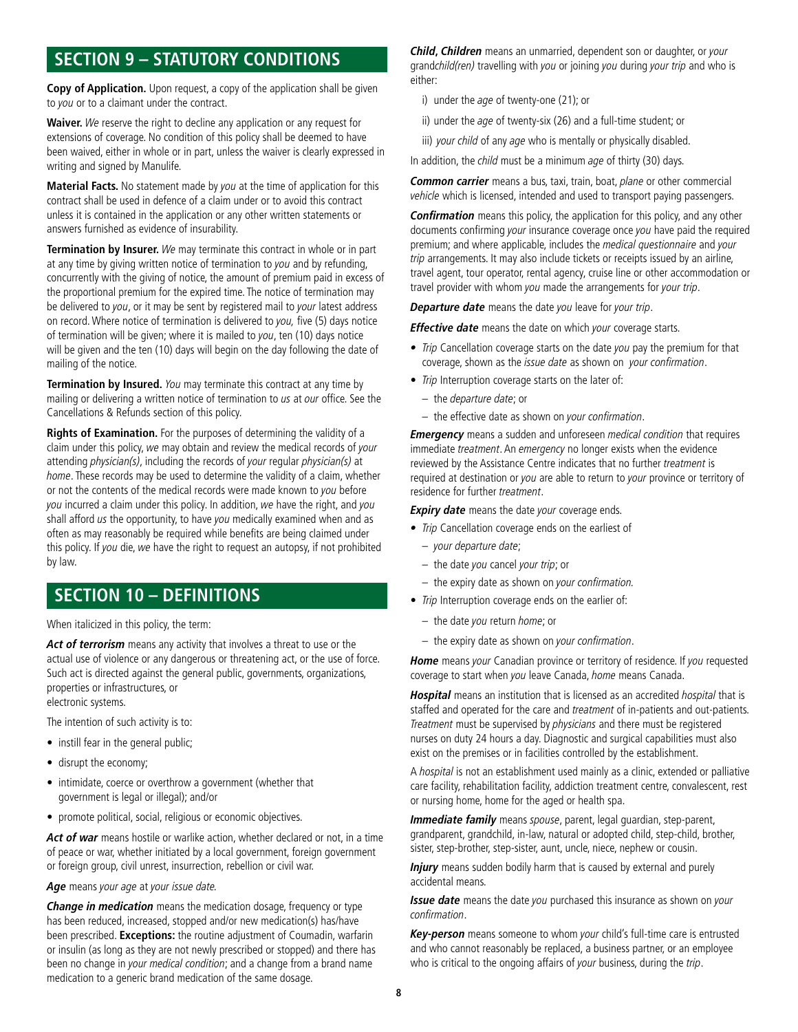## SECTION 9 – STATUTORY CONDITIONS

**Copy of Application.** Upon request, a copy of the application shall be given to *you* or to a claimant under the contract.

**Waiver.** *We* reserve the right to decline any application or any request for extensions of coverage. No condition of this policy shall be deemed to have been waived, either in whole or in part, unless the waiver is clearly expressed in writing and signed by Manulife.

**Material Facts.** No statement made by *you* at the time of application for this contract shall be used in defence of a claim under or to avoid this contract unless it is contained in the application or any other written statements or answers furnished as evidence of insurability.

**Termination by Insurer.** *We* may terminate this contract in whole or in part at any time by giving written notice of termination to *you* and by refunding, concurrently with the giving of notice, the amount of premium paid in excess of the proportional premium for the expired time. The notice of termination may be delivered to *you*, or it may be sent by registered mail to *your* latest address on record. Where notice of termination is delivered to *you,* five (5) days notice of termination will be given; where it is mailed to *you*, ten (10) days notice will be given and the ten (10) days will begin on the day following the date of mailing of the notice.

**Termination by Insured.** *You* may terminate this contract at any time by mailing or delivering a written notice of termination to *us* at *our* office. See the Cancellations & Refunds section of this policy.

**Rights of Examination.** For the purposes of determining the validity of a claim under this policy, *we* may obtain and review the medical records of *your* attending *physician(s)*, including the records of *your* regular *physician(s)* at *home*. These records may be used to determine the validity of a claim, whether or not the contents of the medical records were made known to *you* before *you* incurred a claim under this policy. In addition, *we* have the right, and *you* shall afford *us* the opportunity, to have *you* medically examined when and as often as may reasonably be required while benefits are being claimed under this policy. If *you* die, *we* have the right to request an autopsy, if not prohibited by law.

## SECTION 10 – DEFINITIONS

When italicized in this policy, the term:

***Act of terrorism*** means any activity that involves a threat to use or the actual use of violence or any dangerous or threatening act, or the use of force. Such act is directed against the general public, governments, organizations, properties or infrastructures, or
electronic systems.

The intention of such activity is to:

- instill fear in the general public;
- disrupt the economy;
- intimidate, coerce or overthrow a government (whether that government is legal or illegal); and/or
- promote political, social, religious or economic objectives.

***Act of war*** means hostile or warlike action, whether declared or not, in a time of peace or war, whether initiated by a local government, foreign government or foreign group, civil unrest, insurrection, rebellion or civil war.

***Age*** means *your age* at *your issue date.*

***Change in medication*** means the medication dosage, frequency or type has been reduced, increased, stopped and/or new medication(s) has/have been prescribed. **Exceptions:** the routine adjustment of Coumadin, warfarin or insulin (as long as they are not newly prescribed or stopped) and there has been no change in *your medical condition*; and a change from a brand name medication to a generic brand medication of the same dosage.

***Child, Children*** means an unmarried, dependent son or daughter, or *your* grand*child(ren)* travelling with *you* or joining *you* during *your trip* and who is either:

i) under the *age* of twenty-one (21); or

ii) under the *age* of twenty-six (26) and a full-time student; or

iii) *your child* of any *age* who is mentally or physically disabled.

In addition, the *child* must be a minimum *age* of thirty (30) days.

***Common carrier*** means a bus, taxi, train, boat, *plane* or other commercial *vehicle* which is licensed, intended and used to transport paying passengers.

***Confirmation*** means this policy, the application for this policy, and any other documents confirming *your* insurance coverage once *you* have paid the required premium; and where applicable, includes the *medical questionnaire* and *your trip* arrangements. It may also include tickets or receipts issued by an airline, travel agent, tour operator, rental agency, cruise line or other accommodation or travel provider with whom *you* made the arrangements for *your trip*.

***Departure date*** means the date *you* leave for *your trip*.

***Effective date*** means the date on which *your* coverage starts.

- *Trip* Cancellation coverage starts on the date *you* pay the premium for that coverage, shown as the *issue date* as shown on *your confirmation*.
- *Trip* Interruption coverage starts on the later of:
  - the *departure date*; or
  - the effective date as shown on *your confirmation*.

***Emergency*** means a sudden and unforeseen *medical condition* that requires immediate *treatment*. An *emergency* no longer exists when the evidence reviewed by the Assistance Centre indicates that no further *treatment* is required at destination or *you* are able to return to *your* province or territory of residence for further *treatment*.

***Expiry date*** means the date *your* coverage ends.

- *Trip* Cancellation coverage ends on the earliest of
  - *your departure date*;
  - the date *you* cancel *your trip*; or
  - the expiry date as shown on *your confirmation.*
- *Trip* Interruption coverage ends on the earlier of:
  - the date *you* return *home*; or
  - the expiry date as shown on *your confirmation*.

***Home*** means *your* Canadian province or territory of residence. If *you* requested coverage to start when *you* leave Canada, *home* means Canada.

***Hospital*** means an institution that is licensed as an accredited *hospital* that is staffed and operated for the care and *treatment* of in-patients and out-patients. *Treatment* must be supervised by *physicians* and there must be registered nurses on duty 24 hours a day. Diagnostic and surgical capabilities must also exist on the premises or in facilities controlled by the establishment.

A *hospital* is not an establishment used mainly as a clinic, extended or palliative care facility, rehabilitation facility, addiction treatment centre, convalescent, rest or nursing home, home for the aged or health spa.

***Immediate family*** means *spouse*, parent, legal guardian, step-parent, grandparent, grandchild, in-law, natural or adopted child, step-child, brother, sister, step-brother, step-sister, aunt, uncle, niece, nephew or cousin.

***Injury*** means sudden bodily harm that is caused by external and purely accidental means.

***Issue date*** means the date *you* purchased this insurance as shown on *your confirmation*.

***Key-person*** means someone to whom *your* child's full-time care is entrusted and who cannot reasonably be replaced, a business partner, or an employee who is critical to the ongoing affairs of *your* business, during the *trip*.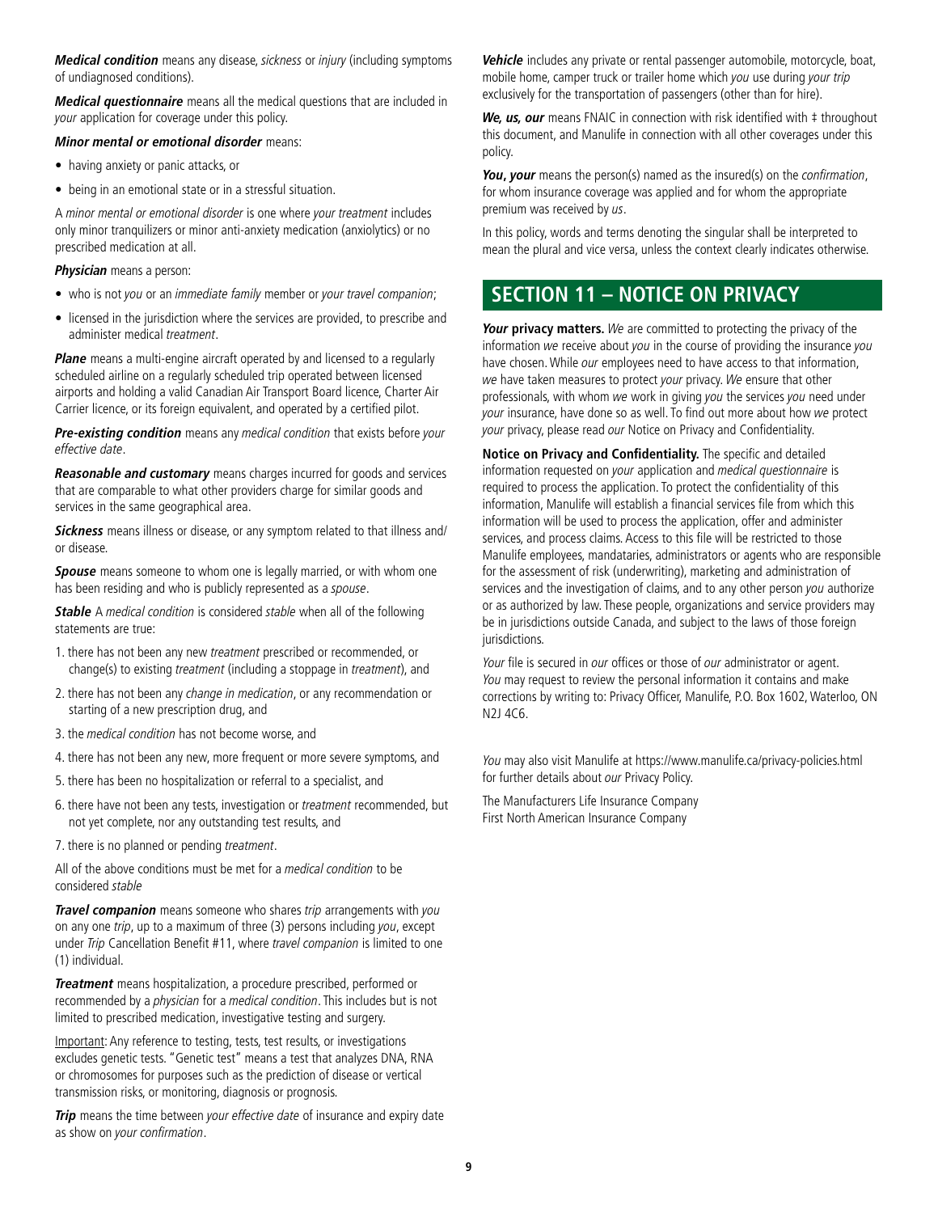***Medical condition*** means any disease, *sickness* or *injury* (including symptoms of undiagnosed conditions).

***Medical questionnaire*** means all the medical questions that are included in *your* application for coverage under this policy.

***Minor mental or emotional disorder*** means:

- having anxiety or panic attacks, or
- being in an emotional state or in a stressful situation.

A *minor mental or emotional disorder* is one where *your treatment* includes only minor tranquilizers or minor anti-anxiety medication (anxiolytics) or no prescribed medication at all.

***Physician*** means a person:

- who is not *you* or an *immediate family* member or *your travel companion*;
- licensed in the jurisdiction where the services are provided, to prescribe and administer medical *treatment*.

***Plane*** means a multi-engine aircraft operated by and licensed to a regularly scheduled airline on a regularly scheduled trip operated between licensed airports and holding a valid Canadian Air Transport Board licence, Charter Air Carrier licence, or its foreign equivalent, and operated by a certified pilot.

***Pre-existing condition*** means any *medical condition* that exists before *your effective date*.

***Reasonable and customary*** means charges incurred for goods and services that are comparable to what other providers charge for similar goods and services in the same geographical area.

***Sickness*** means illness or disease, or any symptom related to that illness and/or disease.

***Spouse*** means someone to whom one is legally married, or with whom one has been residing and who is publicly represented as a *spouse*.

***Stable*** A *medical condition* is considered *stable* when all of the following statements are true:

1. there has not been any new *treatment* prescribed or recommended, or change(s) to existing *treatment* (including a stoppage in *treatment*), and
2. there has not been any *change in medication*, or any recommendation or starting of a new prescription drug, and
3. the *medical condition* has not become worse, and
4. there has not been any new, more frequent or more severe symptoms, and
5. there has been no hospitalization or referral to a specialist, and
6. there have not been any tests, investigation or *treatment* recommended, but not yet complete, nor any outstanding test results, and
7. there is no planned or pending *treatment*.

All of the above conditions must be met for a *medical condition* to be considered *stable*

***Travel companion*** means someone who shares *trip* arrangements with *you* on any one *trip*, up to a maximum of three (3) persons including *you*, except under *Trip* Cancellation Benefit #11, where *travel companion* is limited to one (1) individual.

***Treatment*** means hospitalization, a procedure prescribed, performed or recommended by a *physician* for a *medical condition*. This includes but is not limited to prescribed medication, investigative testing and surgery.

Important: Any reference to testing, tests, test results, or investigations excludes genetic tests. "Genetic test" means a test that analyzes DNA, RNA or chromosomes for purposes such as the prediction of disease or vertical transmission risks, or monitoring, diagnosis or prognosis.

***Trip*** means the time between *your effective date* of insurance and expiry date as show on *your confirmation*.

***Vehicle*** includes any private or rental passenger automobile, motorcycle, boat, mobile home, camper truck or trailer home which *you* use during *your trip* exclusively for the transportation of passengers (other than for hire).

***We, us, our*** means FNAIC in connection with risk identified with ‡ throughout this document, and Manulife in connection with all other coverages under this policy.

***You, your*** means the person(s) named as the insured(s) on the *confirmation*, for whom insurance coverage was applied and for whom the appropriate premium was received by *us*.

In this policy, words and terms denoting the singular shall be interpreted to mean the plural and vice versa, unless the context clearly indicates otherwise.

## SECTION 11 – NOTICE ON PRIVACY

***Your* privacy matters.** *We* are committed to protecting the privacy of the information *we* receive about *you* in the course of providing the insurance *you* have chosen. While *our* employees need to have access to that information, *we* have taken measures to protect *your* privacy. *We* ensure that other professionals, with whom *we* work in giving *you* the services *you* need under *your* insurance, have done so as well. To find out more about how *we* protect *your* privacy, please read *our* Notice on Privacy and Confidentiality.

**Notice on Privacy and Confidentiality.** The specific and detailed information requested on *your* application and *medical questionnaire* is required to process the application. To protect the confidentiality of this information, Manulife will establish a financial services file from which this information will be used to process the application, offer and administer services, and process claims. Access to this file will be restricted to those Manulife employees, mandataries, administrators or agents who are responsible for the assessment of risk (underwriting), marketing and administration of services and the investigation of claims, and to any other person *you* authorize or as authorized by law. These people, organizations and service providers may be in jurisdictions outside Canada, and subject to the laws of those foreign jurisdictions.

*Your* file is secured in *our* offices or those of *our* administrator or agent. *You* may request to review the personal information it contains and make corrections by writing to: Privacy Officer, Manulife, P.O. Box 1602, Waterloo, ON N2J 4C6.

*You* may also visit Manulife at https://www.manulife.ca/privacy-policies.html for further details about *our* Privacy Policy.

The Manufacturers Life Insurance Company
First North American Insurance Company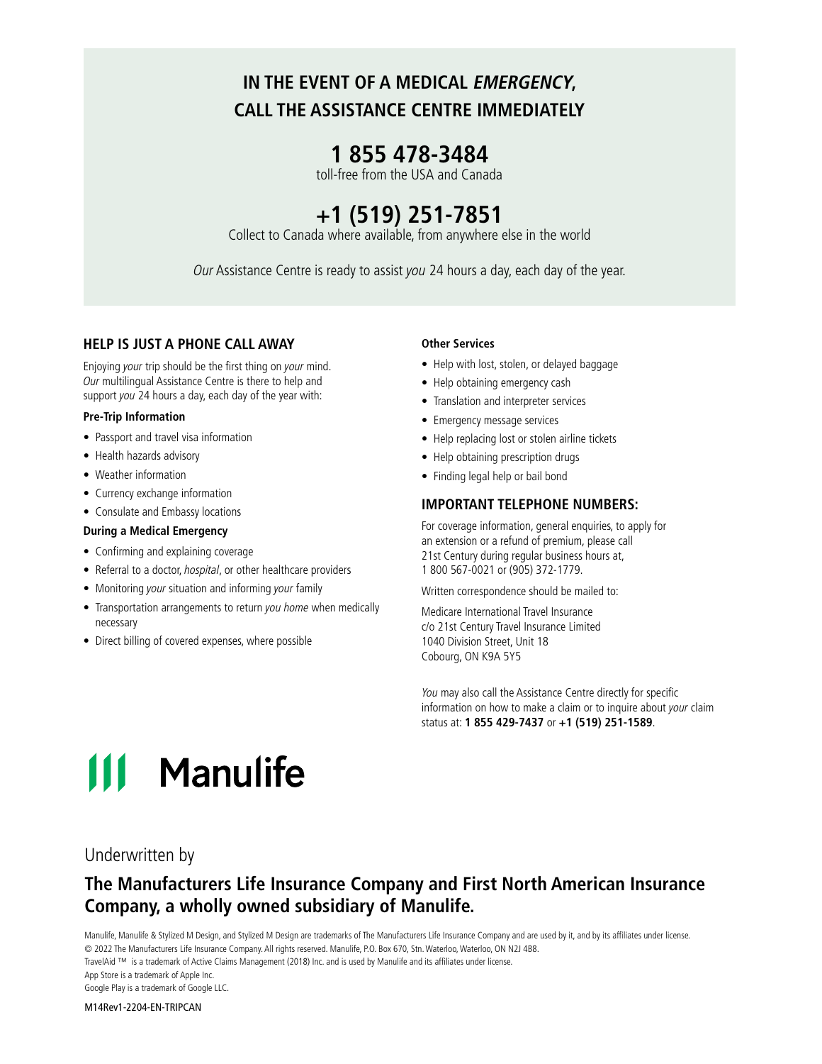## IN THE EVENT OF A MEDICAL *EMERGENCY*, CALL THE ASSISTANCE CENTRE IMMEDIATELY

## 1 855 478-3484

toll-free from the USA and Canada

## +1 (519) 251-7851

Collect to Canada where available, from anywhere else in the world

*Our* Assistance Centre is ready to assist *you* 24 hours a day, each day of the year.

### HELP IS JUST A PHONE CALL AWAY

Enjoying *your* trip should be the first thing on *your* mind. *Our* multilingual Assistance Centre is there to help and support *you* 24 hours a day, each day of the year with:

**Pre-Trip Information**

- Passport and travel visa information
- Health hazards advisory
- Weather information
- Currency exchange information
- Consulate and Embassy locations

**During a Medical Emergency**

- Confirming and explaining coverage
- Referral to a doctor, *hospital*, or other healthcare providers
- Monitoring *your* situation and informing *your* family
- Transportation arrangements to return *you home* when medically necessary
- Direct billing of covered expenses, where possible

**Other Services**

- Help with lost, stolen, or delayed baggage
- Help obtaining emergency cash
- Translation and interpreter services
- Emergency message services
- Help replacing lost or stolen airline tickets
- Help obtaining prescription drugs
- Finding legal help or bail bond

### IMPORTANT TELEPHONE NUMBERS:

For coverage information, general enquiries, to apply for an extension or a refund of premium, please call 21st Century during regular business hours at, 1 800 567-0021 or (905) 372-1779.

Written correspondence should be mailed to:

Medicare International Travel Insurance
c/o 21st Century Travel Insurance Limited
1040 Division Street, Unit 18
Cobourg, ON K9A 5Y5

*You* may also call the Assistance Centre directly for specific information on how to make a claim or to inquire about *your* claim status at: **1 855 429-7437** or **+1 (519) 251-1589**.

Manulife

Underwritten by

**The Manufacturers Life Insurance Company and First North American Insurance Company, a wholly owned subsidiary of Manulife.**

Manulife, Manulife & Stylized M Design, and Stylized M Design are trademarks of The Manufacturers Life Insurance Company and are used by it, and by its affiliates under license.
© 2022 The Manufacturers Life Insurance Company. All rights reserved. Manulife, P.O. Box 670, Stn. Waterloo, Waterloo, ON N2J 4B8.
TravelAid ™ is a trademark of Active Claims Management (2018) Inc. and is used by Manulife and its affiliates under license.
App Store is a trademark of Apple Inc.
Google Play is a trademark of Google LLC.

M14Rev1-2204-EN-TRIPCAN